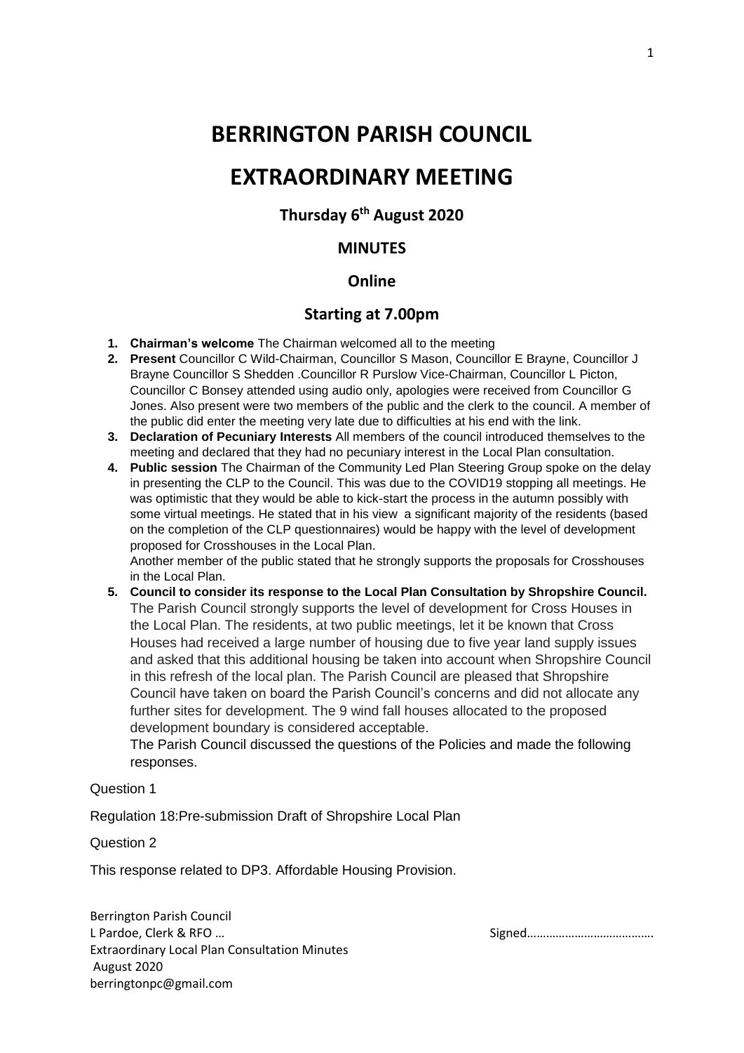# BERRINGTON PARISH COUNCIL

# EXTRAORDINARY MEETING

### Thursday 6th August 2020

### MINUTES

### Online

### Starting at 7.00pm

1. **Chairman's welcome** The Chairman welcomed all to the meeting
2. **Present** Councillor C Wild-Chairman, Councillor S Mason, Councillor E Brayne, Councillor J Brayne Councillor S Shedden .Councillor R Purslow Vice-Chairman, Councillor L Picton, Councillor C Bonsey attended using audio only, apologies were received from Councillor G Jones. Also present were two members of the public and the clerk to the council. A member of the public did enter the meeting very late due to difficulties at his end with the link.
3. **Declaration of Pecuniary Interests** All members of the council introduced themselves to the meeting and declared that they had no pecuniary interest in the Local Plan consultation.
4. **Public session** The Chairman of the Community Led Plan Steering Group spoke on the delay in presenting the CLP to the Council. This was due to the COVID19 stopping all meetings. He was optimistic that they would be able to kick-start the process in the autumn possibly with some virtual meetings. He stated that in his view a significant majority of the residents (based on the completion of the CLP questionnaires) would be happy with the level of development proposed for Crosshouses in the Local Plan.
   Another member of the public stated that he strongly supports the proposals for Crosshouses in the Local Plan.
5. **Council to consider its response to the Local Plan Consultation by Shropshire Council.** The Parish Council strongly supports the level of development for Cross Houses in the Local Plan. The residents, at two public meetings, let it be known that Cross Houses had received a large number of housing due to five year land supply issues and asked that this additional housing be taken into account when Shropshire Council in this refresh of the local plan. The Parish Council are pleased that Shropshire Council have taken on board the Parish Council's concerns and did not allocate any further sites for development. The 9 wind fall houses allocated to the proposed development boundary is considered acceptable.
   The Parish Council discussed the questions of the Policies and made the following responses.

Question 1

Regulation 18:Pre-submission Draft of Shropshire Local Plan

Question 2

This response related to DP3. Affordable Housing Provision.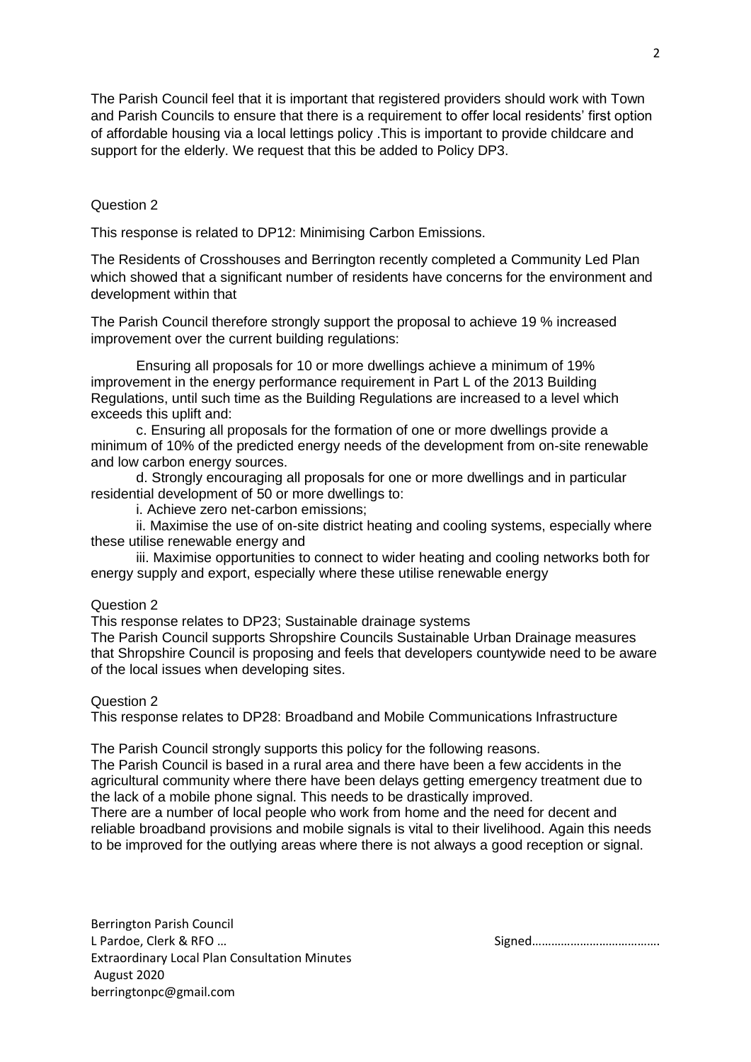The Parish Council feel that it is important that registered providers should work with Town and Parish Councils to ensure that there is a requirement to offer local residents' first option of affordable housing via a local lettings policy .This is important to provide childcare and support for the elderly. We request that this be added to Policy DP3.

Question 2

This response is related to DP12: Minimising Carbon Emissions.

The Residents of Crosshouses and Berrington recently completed a Community Led Plan which showed that a significant number of residents have concerns for the environment and development within that

The Parish Council therefore strongly support the proposal to achieve 19 % increased improvement over the current building regulations:

Ensuring all proposals for 10 or more dwellings achieve a minimum of 19% improvement in the energy performance requirement in Part L of the 2013 Building Regulations, until such time as the Building Regulations are increased to a level which exceeds this uplift and:

c. Ensuring all proposals for the formation of one or more dwellings provide a minimum of 10% of the predicted energy needs of the development from on-site renewable and low carbon energy sources.

d. Strongly encouraging all proposals for one or more dwellings and in particular residential development of 50 or more dwellings to:

i. Achieve zero net-carbon emissions;

ii. Maximise the use of on-site district heating and cooling systems, especially where these utilise renewable energy and

iii. Maximise opportunities to connect to wider heating and cooling networks both for energy supply and export, especially where these utilise renewable energy

Question 2

This response relates to DP23; Sustainable drainage systems

The Parish Council supports Shropshire Councils Sustainable Urban Drainage measures that Shropshire Council is proposing and feels that developers countywide need to be aware of the local issues when developing sites.

Question 2

This response relates to DP28: Broadband and Mobile Communications Infrastructure

The Parish Council strongly supports this policy for the following reasons.

The Parish Council is based in a rural area and there have been a few accidents in the agricultural community where there have been delays getting emergency treatment due to the lack of a mobile phone signal. This needs to be drastically improved.

There are a number of local people who work from home and the need for decent and reliable broadband provisions and mobile signals is vital to their livelihood. Again this needs to be improved for the outlying areas where there is not always a good reception or signal.